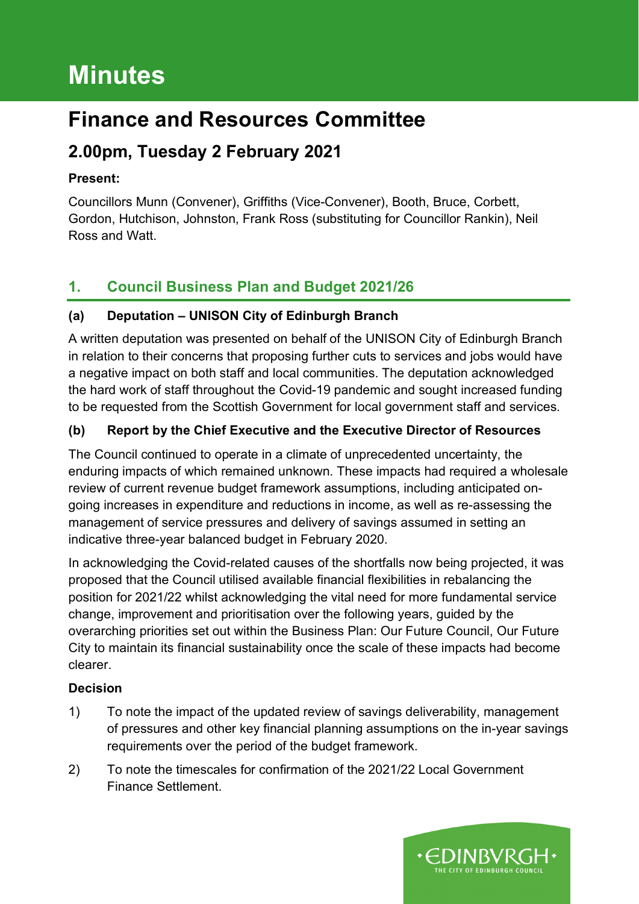# Minutes

# Finance and Resources Committee

## 2.00pm, Tuesday 2 February 2021

**Present:**

Councillors Munn (Convener), Griffiths (Vice-Convener), Booth, Bruce, Corbett, Gordon, Hutchison, Johnston, Frank Ross (substituting for Councillor Rankin), Neil Ross and Watt.

## 1. Council Business Plan and Budget 2021/26

### (a) Deputation – UNISON City of Edinburgh Branch

A written deputation was presented on behalf of the UNISON City of Edinburgh Branch in relation to their concerns that proposing further cuts to services and jobs would have a negative impact on both staff and local communities. The deputation acknowledged the hard work of staff throughout the Covid-19 pandemic and sought increased funding to be requested from the Scottish Government for local government staff and services.

### (b) Report by the Chief Executive and the Executive Director of Resources

The Council continued to operate in a climate of unprecedented uncertainty, the enduring impacts of which remained unknown. These impacts had required a wholesale review of current revenue budget framework assumptions, including anticipated on-going increases in expenditure and reductions in income, as well as re-assessing the management of service pressures and delivery of savings assumed in setting an indicative three-year balanced budget in February 2020.

In acknowledging the Covid-related causes of the shortfalls now being projected, it was proposed that the Council utilised available financial flexibilities in rebalancing the position for 2021/22 whilst acknowledging the vital need for more fundamental service change, improvement and prioritisation over the following years, guided by the overarching priorities set out within the Business Plan: Our Future Council, Our Future City to maintain its financial sustainability once the scale of these impacts had become clearer.

**Decision**

1) To note the impact of the updated review of savings deliverability, management of pressures and other key financial planning assumptions on the in-year savings requirements over the period of the budget framework.

2) To note the timescales for confirmation of the 2021/22 Local Government Finance Settlement.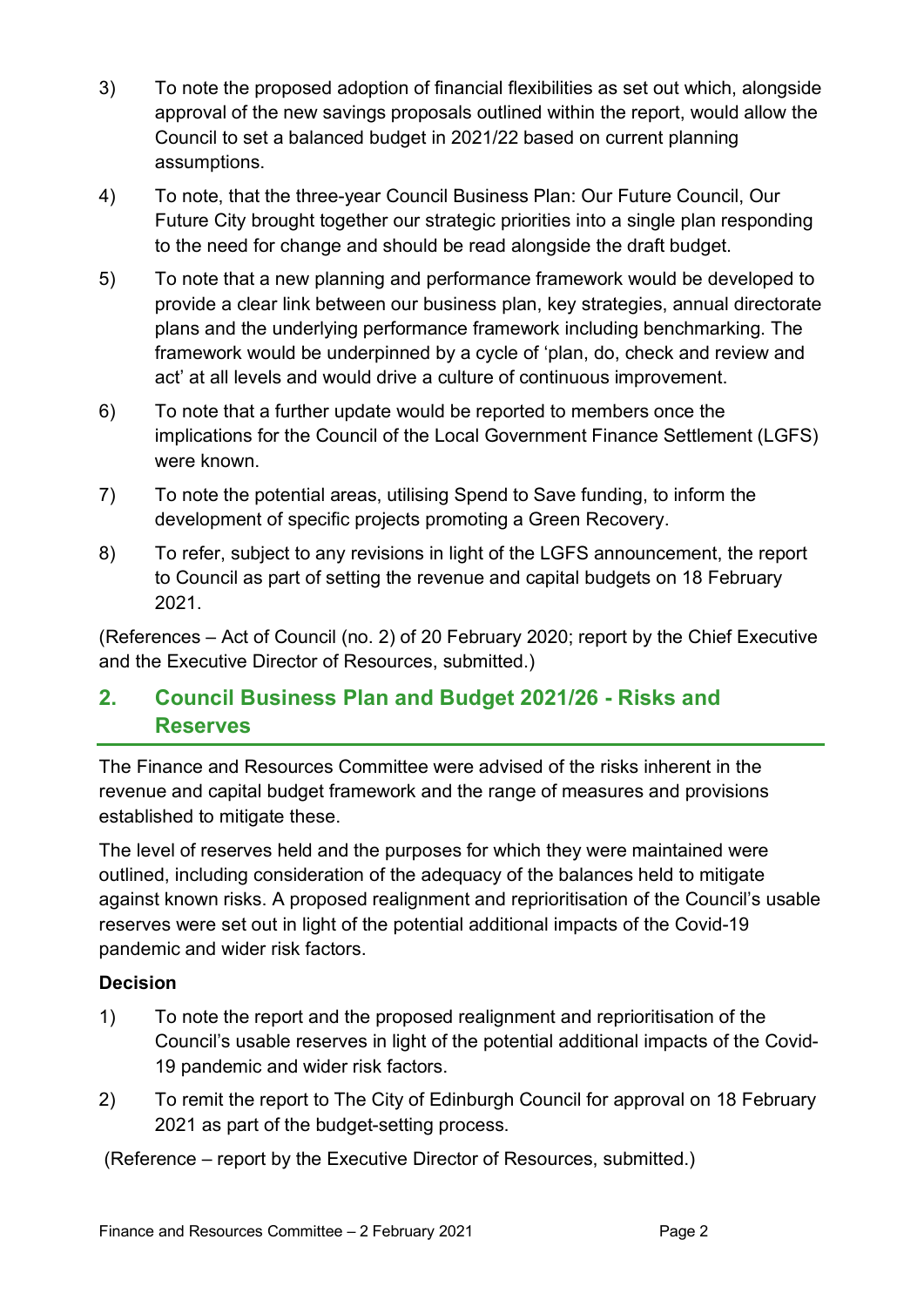3) To note the proposed adoption of financial flexibilities as set out which, alongside approval of the new savings proposals outlined within the report, would allow the Council to set a balanced budget in 2021/22 based on current planning assumptions.

4) To note, that the three-year Council Business Plan: Our Future Council, Our Future City brought together our strategic priorities into a single plan responding to the need for change and should be read alongside the draft budget.

5) To note that a new planning and performance framework would be developed to provide a clear link between our business plan, key strategies, annual directorate plans and the underlying performance framework including benchmarking. The framework would be underpinned by a cycle of 'plan, do, check and review and act' at all levels and would drive a culture of continuous improvement.

6) To note that a further update would be reported to members once the implications for the Council of the Local Government Finance Settlement (LGFS) were known.

7) To note the potential areas, utilising Spend to Save funding, to inform the development of specific projects promoting a Green Recovery.

8) To refer, subject to any revisions in light of the LGFS announcement, the report to Council as part of setting the revenue and capital budgets on 18 February 2021.

(References – Act of Council (no. 2) of 20 February 2020; report by the Chief Executive and the Executive Director of Resources, submitted.)

## 2. Council Business Plan and Budget 2021/26 - Risks and Reserves

The Finance and Resources Committee were advised of the risks inherent in the revenue and capital budget framework and the range of measures and provisions established to mitigate these.

The level of reserves held and the purposes for which they were maintained were outlined, including consideration of the adequacy of the balances held to mitigate against known risks. A proposed realignment and reprioritisation of the Council's usable reserves were set out in light of the potential additional impacts of the Covid-19 pandemic and wider risk factors.

**Decision**

1) To note the report and the proposed realignment and reprioritisation of the Council's usable reserves in light of the potential additional impacts of the Covid-19 pandemic and wider risk factors.

2) To remit the report to The City of Edinburgh Council for approval on 18 February 2021 as part of the budget-setting process.

(Reference – report by the Executive Director of Resources, submitted.)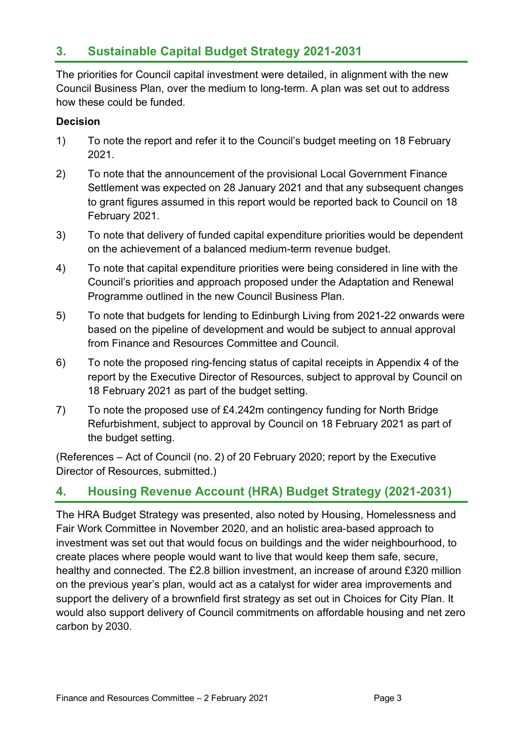## 3. Sustainable Capital Budget Strategy 2021-2031

The priorities for Council capital investment were detailed, in alignment with the new Council Business Plan, over the medium to long-term. A plan was set out to address how these could be funded.

**Decision**

1) To note the report and refer it to the Council's budget meeting on 18 February 2021.

2) To note that the announcement of the provisional Local Government Finance Settlement was expected on 28 January 2021 and that any subsequent changes to grant figures assumed in this report would be reported back to Council on 18 February 2021.

3) To note that delivery of funded capital expenditure priorities would be dependent on the achievement of a balanced medium-term revenue budget.

4) To note that capital expenditure priorities were being considered in line with the Council's priorities and approach proposed under the Adaptation and Renewal Programme outlined in the new Council Business Plan.

5) To note that budgets for lending to Edinburgh Living from 2021-22 onwards were based on the pipeline of development and would be subject to annual approval from Finance and Resources Committee and Council.

6) To note the proposed ring-fencing status of capital receipts in Appendix 4 of the report by the Executive Director of Resources, subject to approval by Council on 18 February 2021 as part of the budget setting.

7) To note the proposed use of £4.242m contingency funding for North Bridge Refurbishment, subject to approval by Council on 18 February 2021 as part of the budget setting.

(References – Act of Council (no. 2) of 20 February 2020; report by the Executive Director of Resources, submitted.)

## 4. Housing Revenue Account (HRA) Budget Strategy (2021-2031)

The HRA Budget Strategy was presented, also noted by Housing, Homelessness and Fair Work Committee in November 2020, and an holistic area-based approach to investment was set out that would focus on buildings and the wider neighbourhood, to create places where people would want to live that would keep them safe, secure, healthy and connected. The £2.8 billion investment, an increase of around £320 million on the previous year's plan, would act as a catalyst for wider area improvements and support the delivery of a brownfield first strategy as set out in Choices for City Plan. It would also support delivery of Council commitments on affordable housing and net zero carbon by 2030.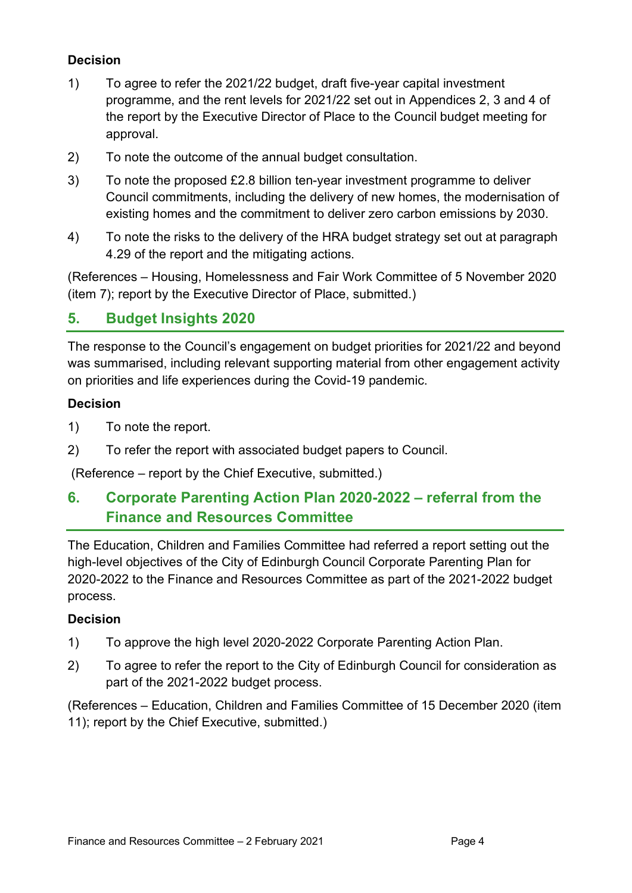**Decision**

1) To agree to refer the 2021/22 budget, draft five-year capital investment programme, and the rent levels for 2021/22 set out in Appendices 2, 3 and 4 of the report by the Executive Director of Place to the Council budget meeting for approval.

2) To note the outcome of the annual budget consultation.

3) To note the proposed £2.8 billion ten-year investment programme to deliver Council commitments, including the delivery of new homes, the modernisation of existing homes and the commitment to deliver zero carbon emissions by 2030.

4) To note the risks to the delivery of the HRA budget strategy set out at paragraph 4.29 of the report and the mitigating actions.

(References – Housing, Homelessness and Fair Work Committee of 5 November 2020 (item 7); report by the Executive Director of Place, submitted.)

## 5. Budget Insights 2020

The response to the Council's engagement on budget priorities for 2021/22 and beyond was summarised, including relevant supporting material from other engagement activity on priorities and life experiences during the Covid-19 pandemic.

**Decision**

1) To note the report.

2) To refer the report with associated budget papers to Council.

(Reference – report by the Chief Executive, submitted.)

## 6. Corporate Parenting Action Plan 2020-2022 – referral from the Finance and Resources Committee

The Education, Children and Families Committee had referred a report setting out the high-level objectives of the City of Edinburgh Council Corporate Parenting Plan for 2020-2022 to the Finance and Resources Committee as part of the 2021-2022 budget process.

**Decision**

1) To approve the high level 2020-2022 Corporate Parenting Action Plan.

2) To agree to refer the report to the City of Edinburgh Council for consideration as part of the 2021-2022 budget process.

(References – Education, Children and Families Committee of 15 December 2020 (item 11); report by the Chief Executive, submitted.)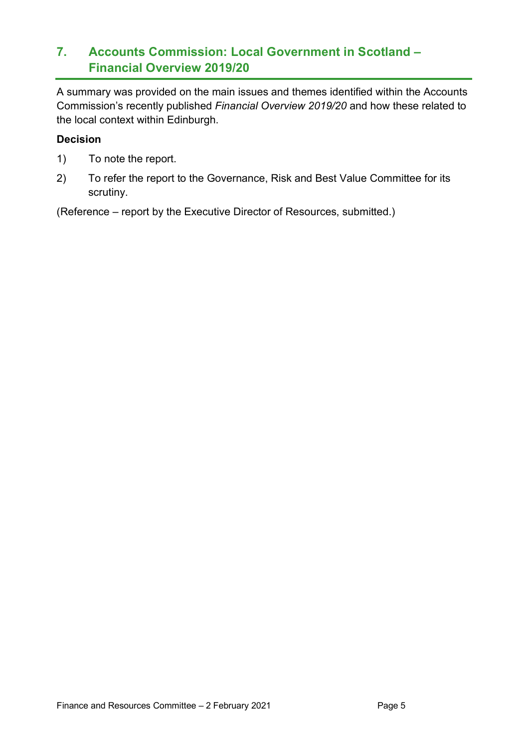## 7. Accounts Commission: Local Government in Scotland – Financial Overview 2019/20

A summary was provided on the main issues and themes identified within the Accounts Commission's recently published *Financial Overview 2019/20* and how these related to the local context within Edinburgh.

**Decision**

1) To note the report.

2) To refer the report to the Governance, Risk and Best Value Committee for its scrutiny.

(Reference – report by the Executive Director of Resources, submitted.)